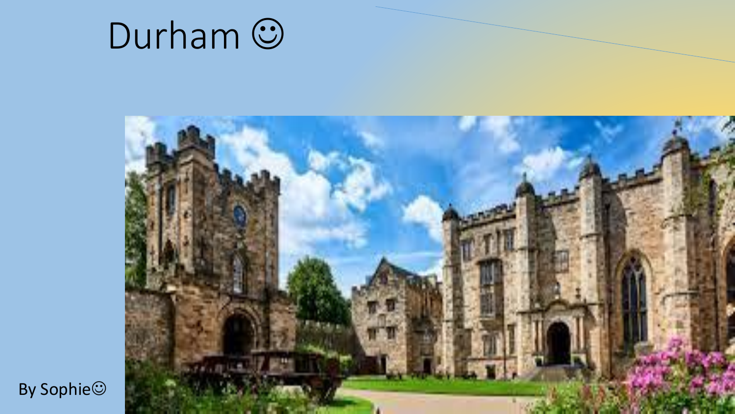# Durham ☺

By Sophie☺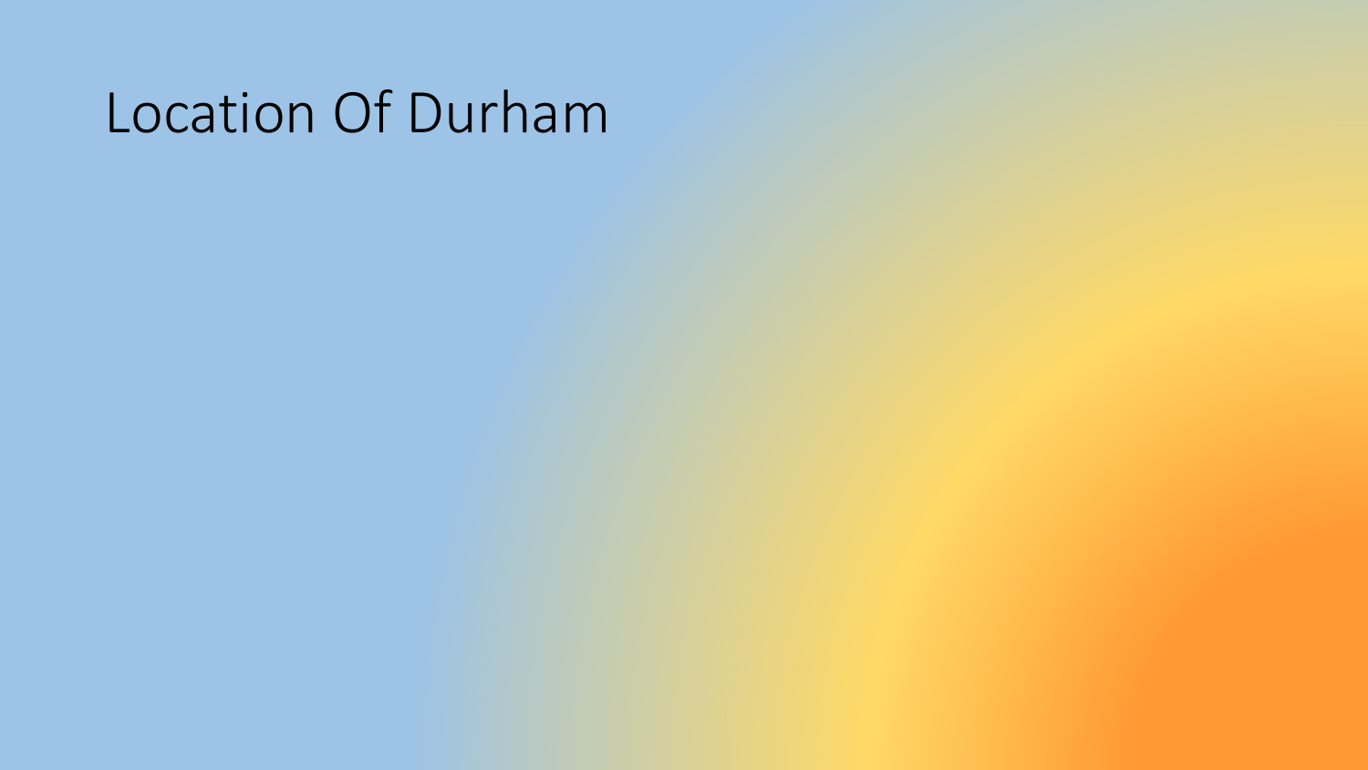# Location Of Durham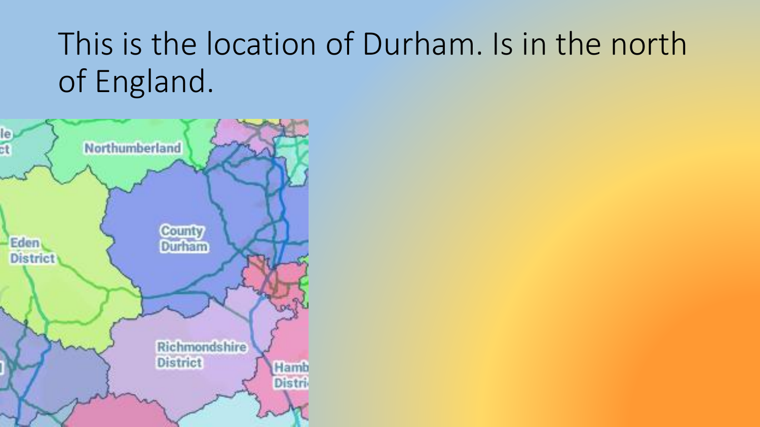# This is the location of Durham. Is in the north of England.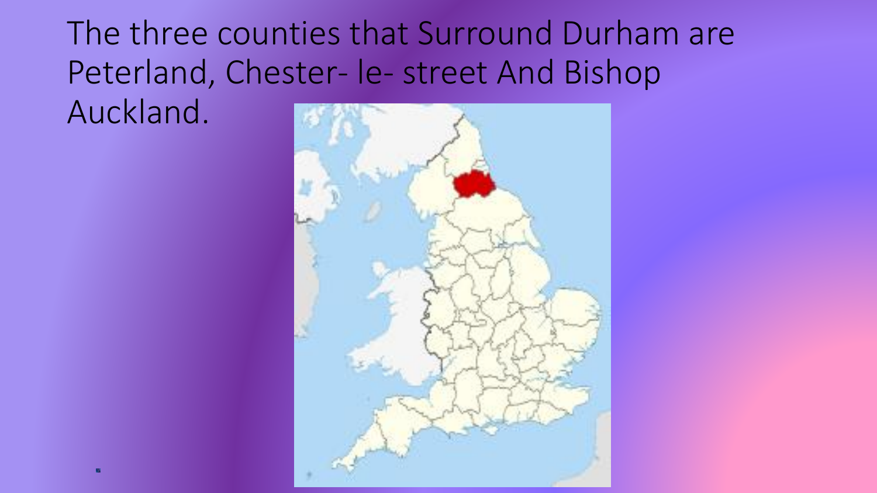The three counties that Surround Durham are Peterland, Chester- le- street And Bishop Auckland.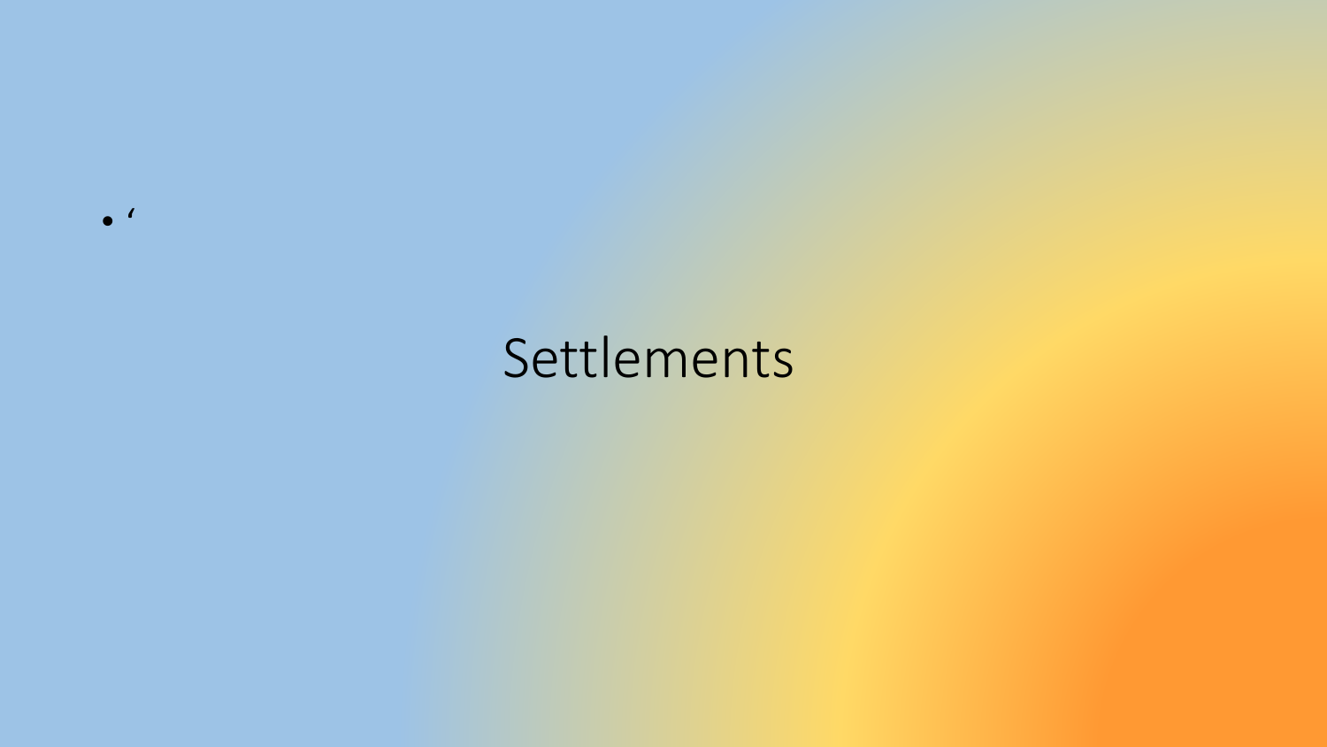- ‘

# Settlements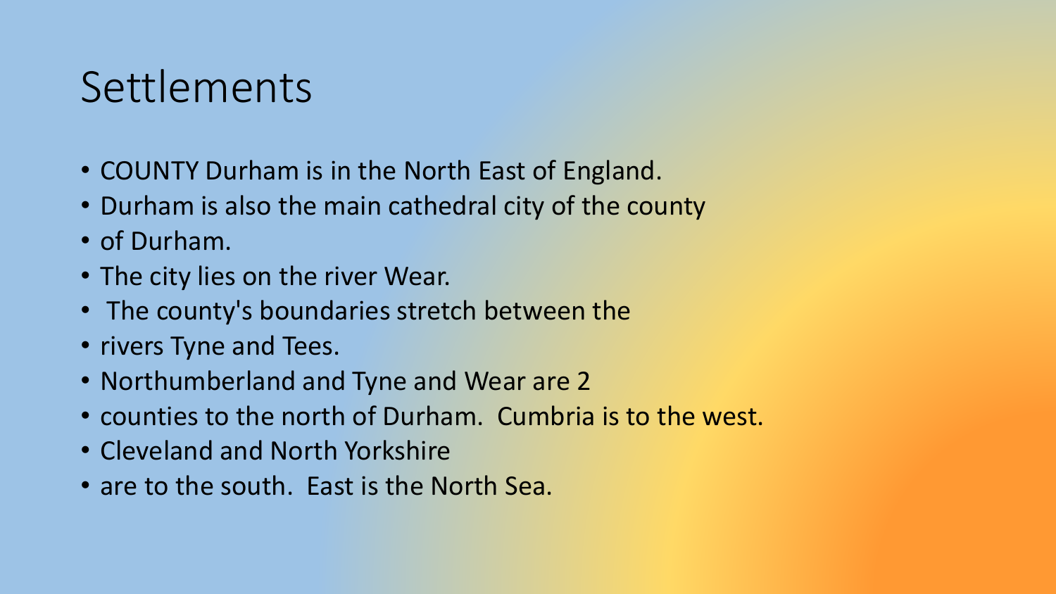# Settlements

- COUNTY Durham is in the North East of England.
- Durham is also the main cathedral city of the county
- of Durham.
- The city lies on the river Wear.
- The county's boundaries stretch between the
- rivers Tyne and Tees.
- Northumberland and Tyne and Wear are 2
- counties to the north of Durham. Cumbria is to the west.
- Cleveland and North Yorkshire
- are to the south. East is the North Sea.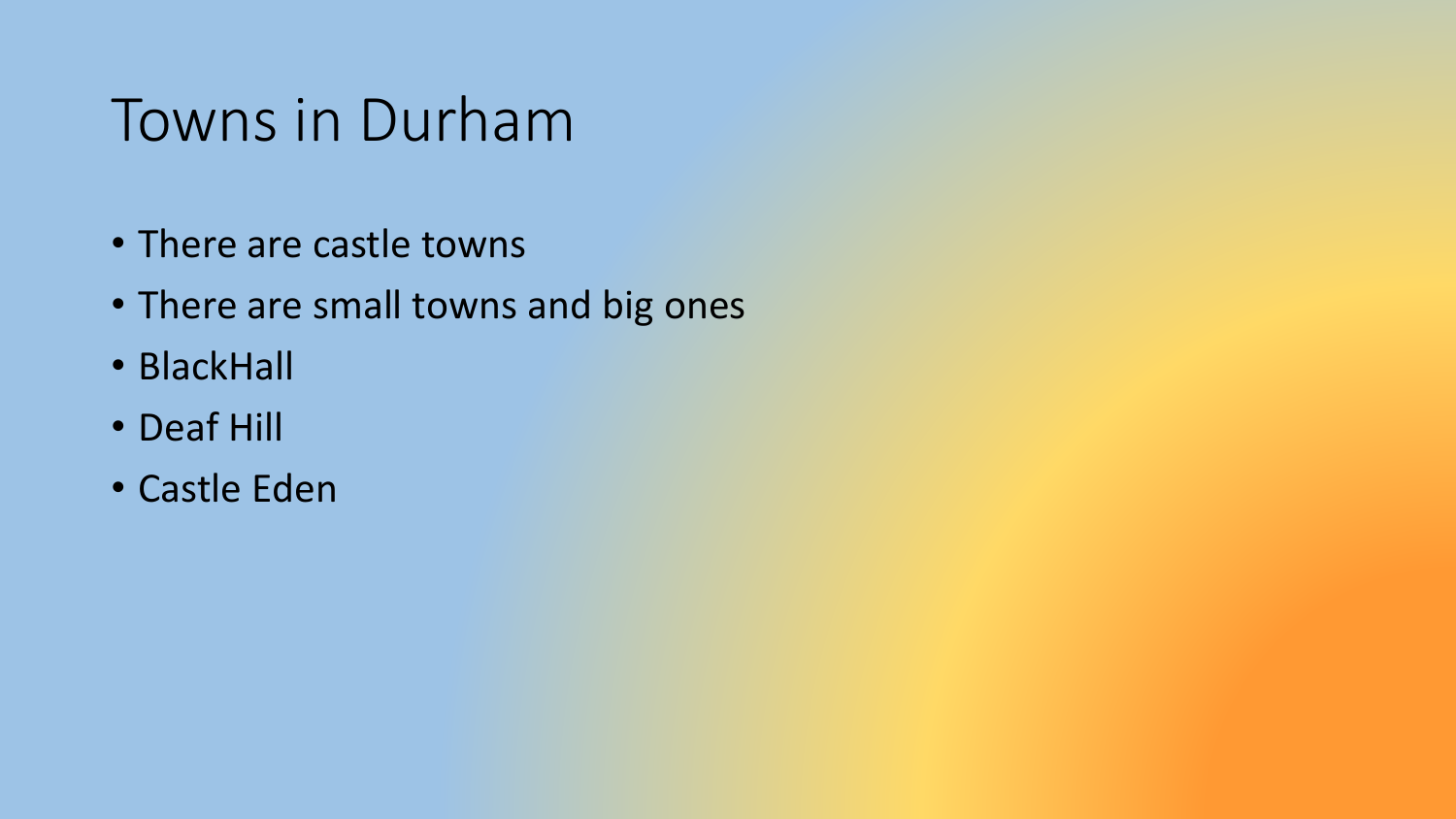# Towns in Durham

- There are castle towns
- There are small towns and big ones
- BlackHall
- Deaf Hill
- Castle Eden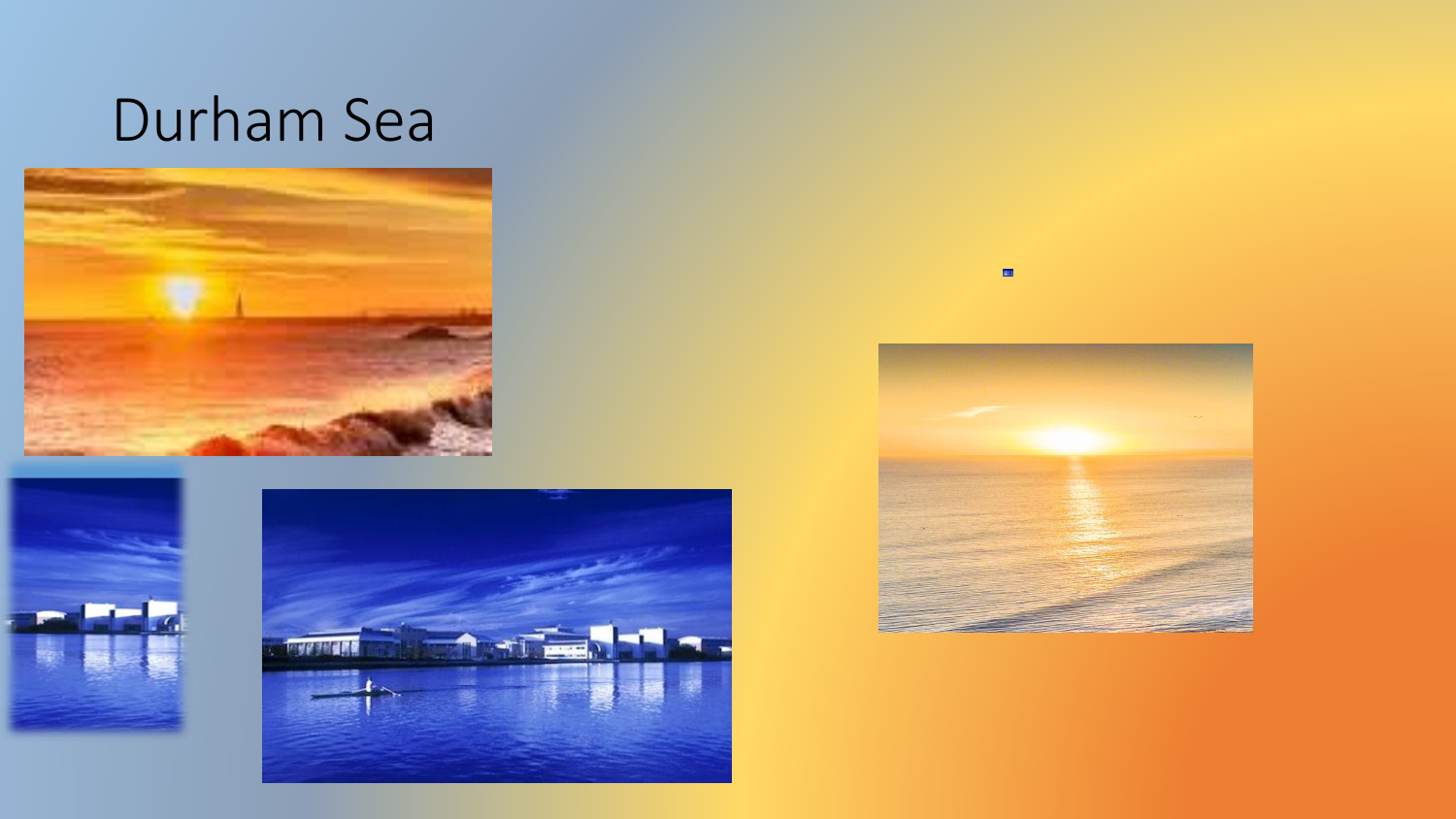# Durham Sea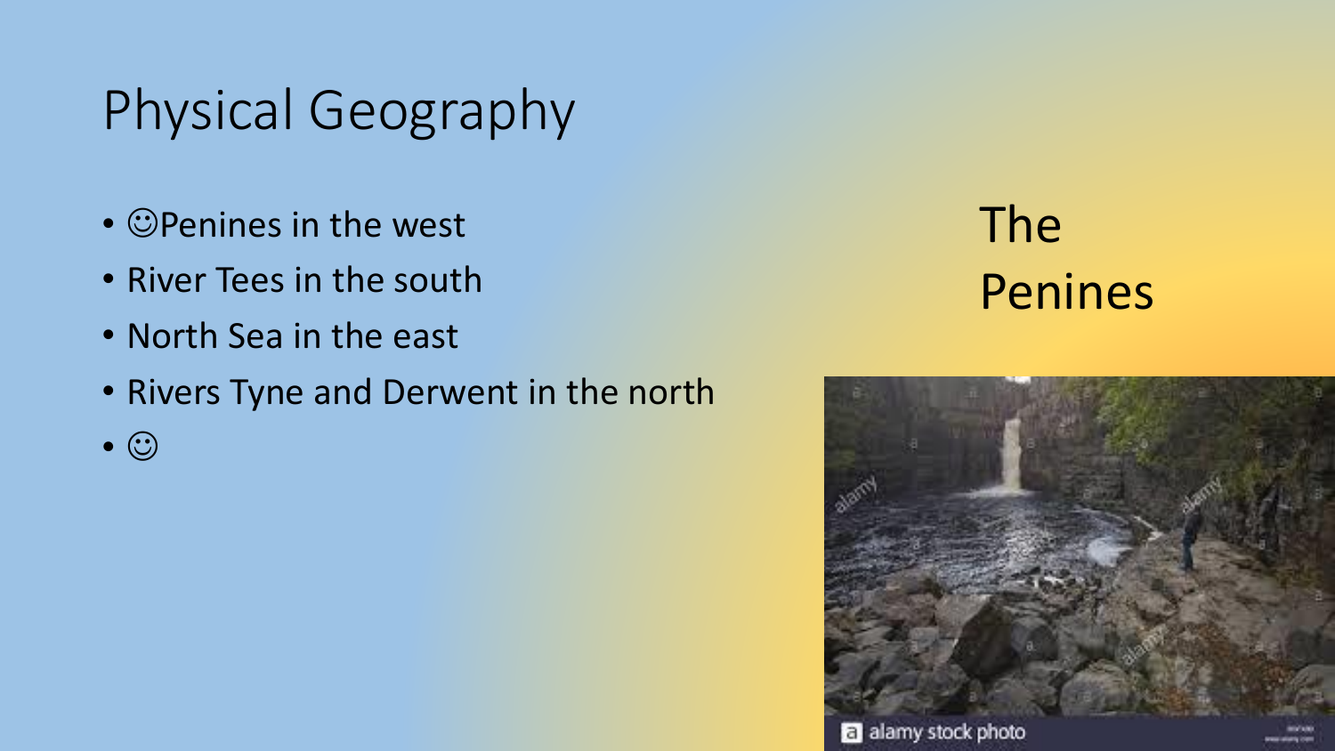# Physical Geography

- ☺Penines in the west
- River Tees in the south
- North Sea in the east
- Rivers Tyne and Derwent in the north
- ☺

The Penines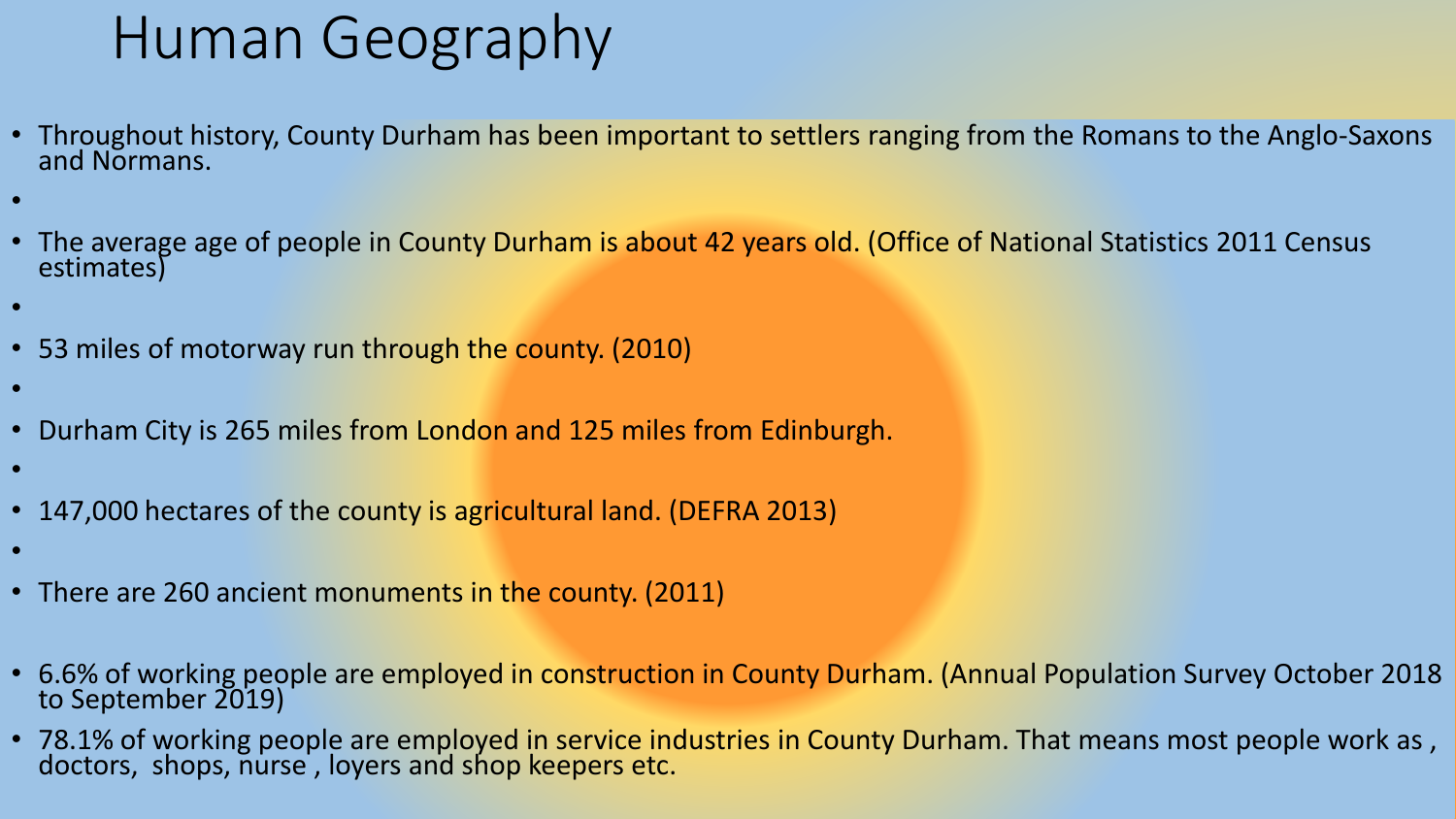# Human Geography

- Throughout history, County Durham has been important to settlers ranging from the Romans to the Anglo-Saxons and Normans.
- The average age of people in County Durham is about 42 years old. (Office of National Statistics 2011 Census estimates)
- 53 miles of motorway run through the county. (2010)
- Durham City is 265 miles from London and 125 miles from Edinburgh.
- 147,000 hectares of the county is agricultural land. (DEFRA 2013)
- There are 260 ancient monuments in the county. (2011)
- 6.6% of working people are employed in construction in County Durham. (Annual Population Survey October 2018 to September 2019)
- 78.1% of working people are employed in service industries in County Durham. That means most people work as , doctors, shops, nurse , loyers and shop keepers etc.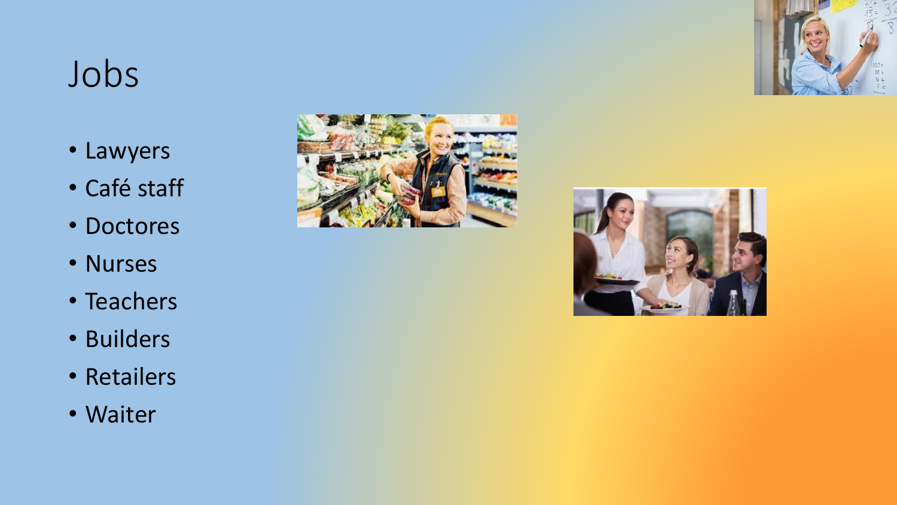# Jobs

- Lawyers
- Café staff
- Doctores
- Nurses
- Teachers
- Builders
- Retailers
- Waiter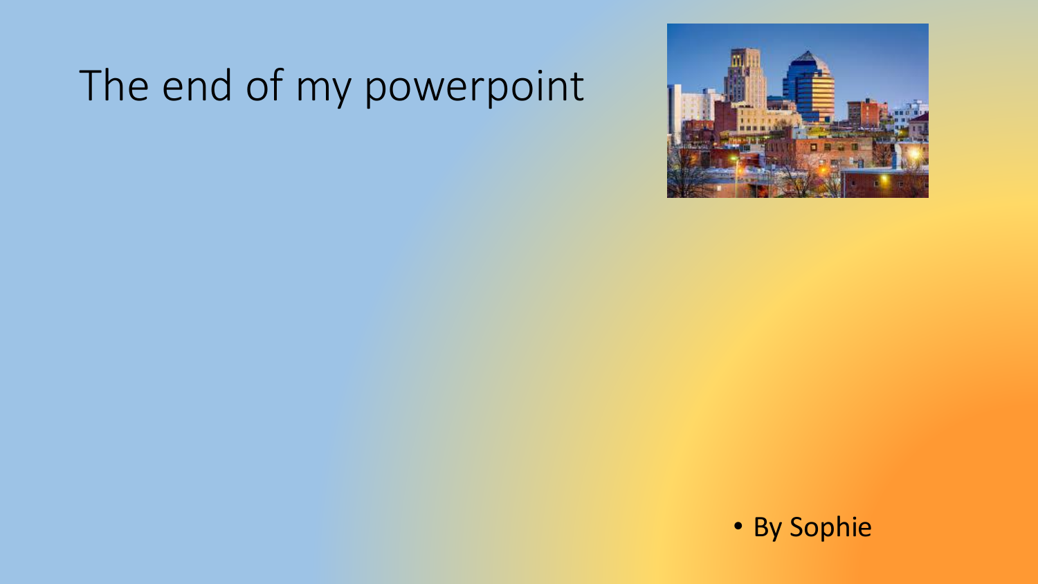# The end of my powerpoint

- By Sophie